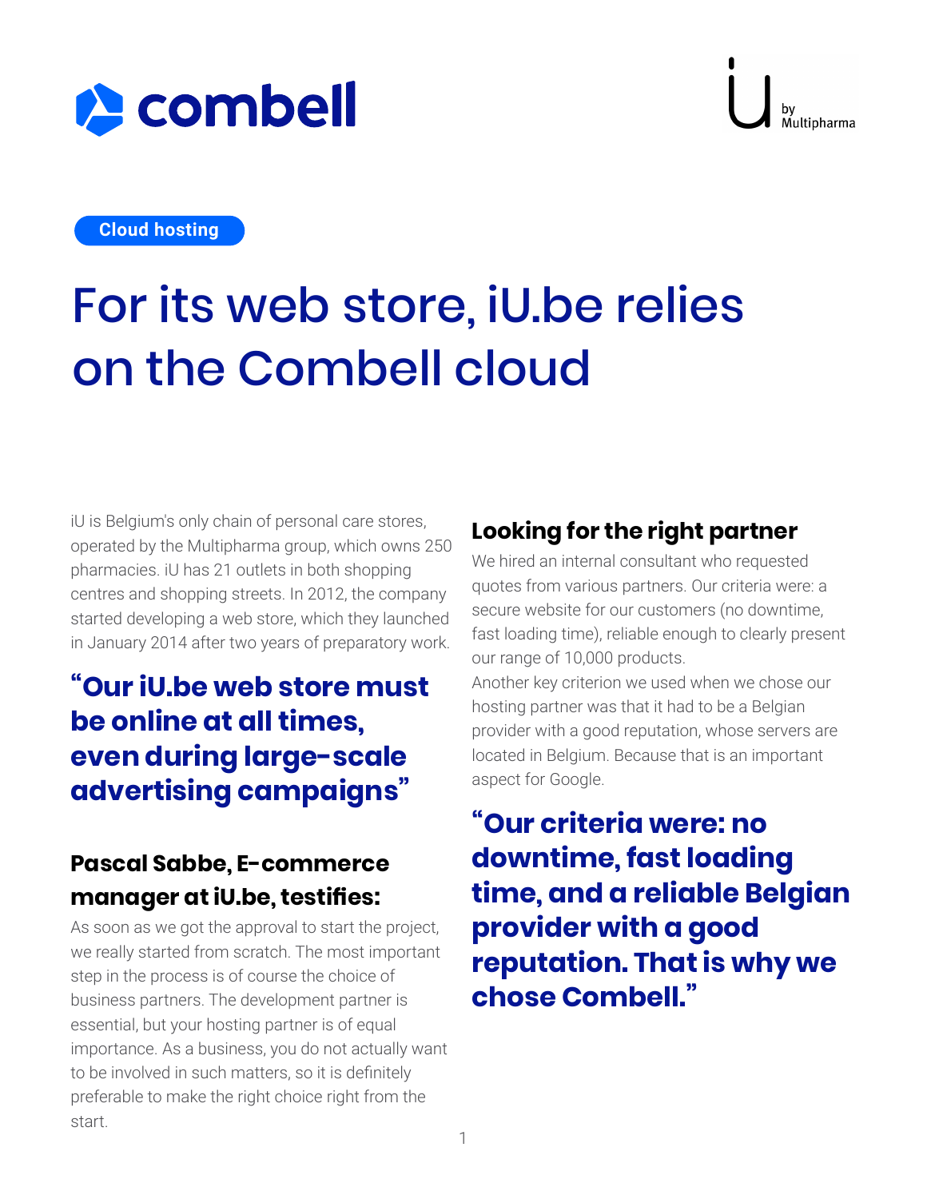Cloud hosting

# For its web store, iU.be relies on the Combell cloud

iU is Belgium's only chain of personal care stores, operated by the Multipharma group, which owns 250 pharmacies. iU has 21 outlets in both shopping centres and shopping streets. In 2012, the company started developing a web store, which they launched in January 2014 after two years of preparatory work.

> **"Our iU.be web store must be online at all times, even during large-scale advertising campaigns"**

### Pascal Sabbe, E-commerce manager at iU.be, testifies:

As soon as we got the approval to start the project, we really started from scratch. The most important step in the process is of course the choice of business partners. The development partner is essential, but your hosting partner is of equal importance. As a business, you do not actually want to be involved in such matters, so it is definitely preferable to make the right choice right from the start.

### Looking for the right partner

We hired an internal consultant who requested quotes from various partners. Our criteria were: a secure website for our customers (no downtime, fast loading time), reliable enough to clearly present our range of 10,000 products.

Another key criterion we used when we chose our hosting partner was that it had to be a Belgian provider with a good reputation, whose servers are located in Belgium. Because that is an important aspect for Google.

> **"Our criteria were: no downtime, fast loading time, and a reliable Belgian provider with a good reputation. That is why we chose Combell."**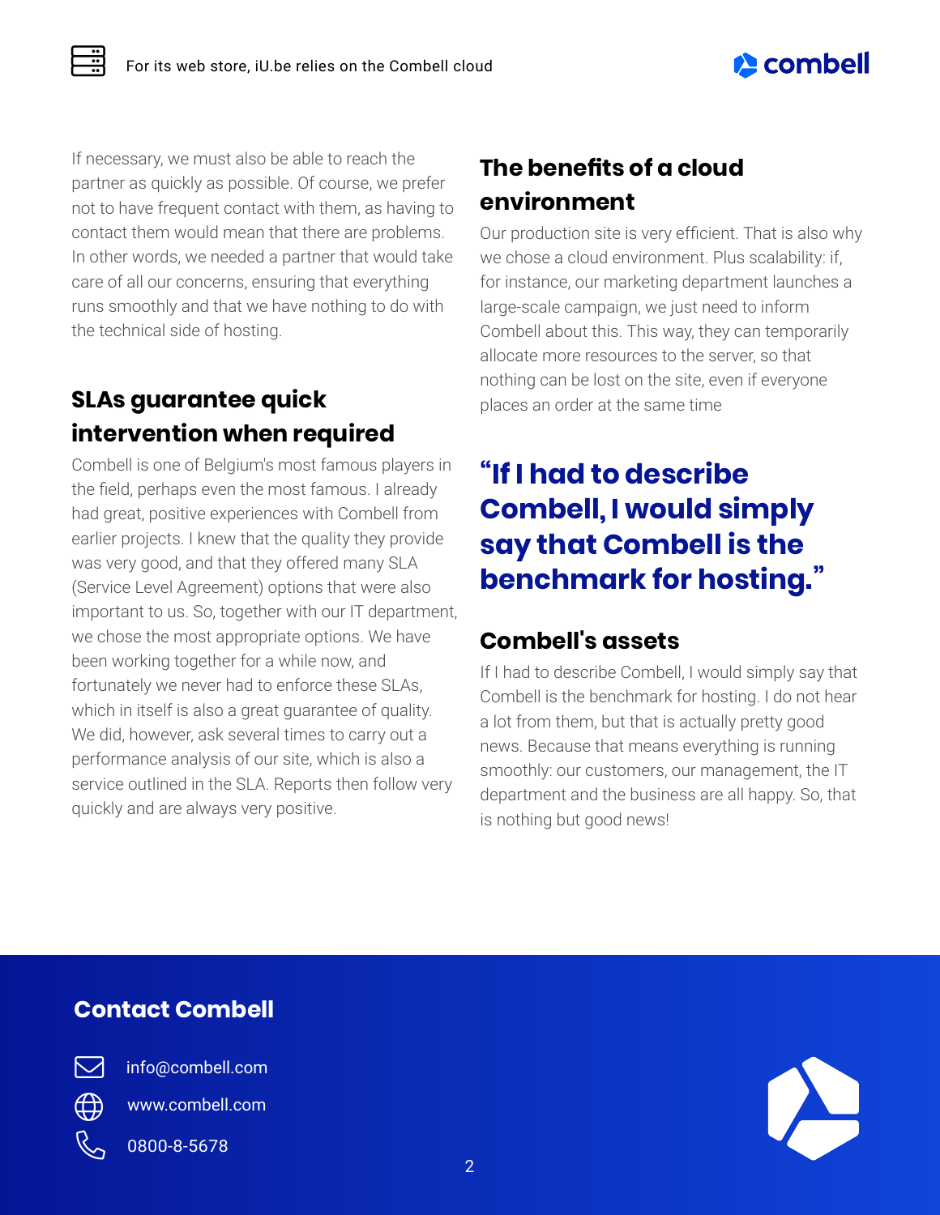If necessary, we must also be able to reach the partner as quickly as possible. Of course, we prefer not to have frequent contact with them, as having to contact them would mean that there are problems. In other words, we needed a partner that would take care of all our concerns, ensuring that everything runs smoothly and that we have nothing to do with the technical side of hosting.

## SLAs guarantee quick intervention when required

Combell is one of Belgium's most famous players in the field, perhaps even the most famous. I already had great, positive experiences with Combell from earlier projects. I knew that the quality they provide was very good, and that they offered many SLA (Service Level Agreement) options that were also important to us. So, together with our IT department, we chose the most appropriate options. We have been working together for a while now, and fortunately we never had to enforce these SLAs, which in itself is also a great guarantee of quality. We did, however, ask several times to carry out a performance analysis of our site, which is also a service outlined in the SLA. Reports then follow very quickly and are always very positive.

## The benefits of a cloud environment

Our production site is very efficient. That is also why we chose a cloud environment. Plus scalability: if, for instance, our marketing department launches a large-scale campaign, we just need to inform Combell about this. This way, they can temporarily allocate more resources to the server, so that nothing can be lost on the site, even if everyone places an order at the same time

> **"If I had to describe Combell, I would simply say that Combell is the benchmark for hosting."**

## Combell's assets

If I had to describe Combell, I would simply say that Combell is the benchmark for hosting. I do not hear a lot from them, but that is actually pretty good news. Because that means everything is running smoothly: our customers, our management, the IT department and the business are all happy. So, that is nothing but good news!

## Contact Combell

info@combell.com

www.combell.com

0800-8-5678